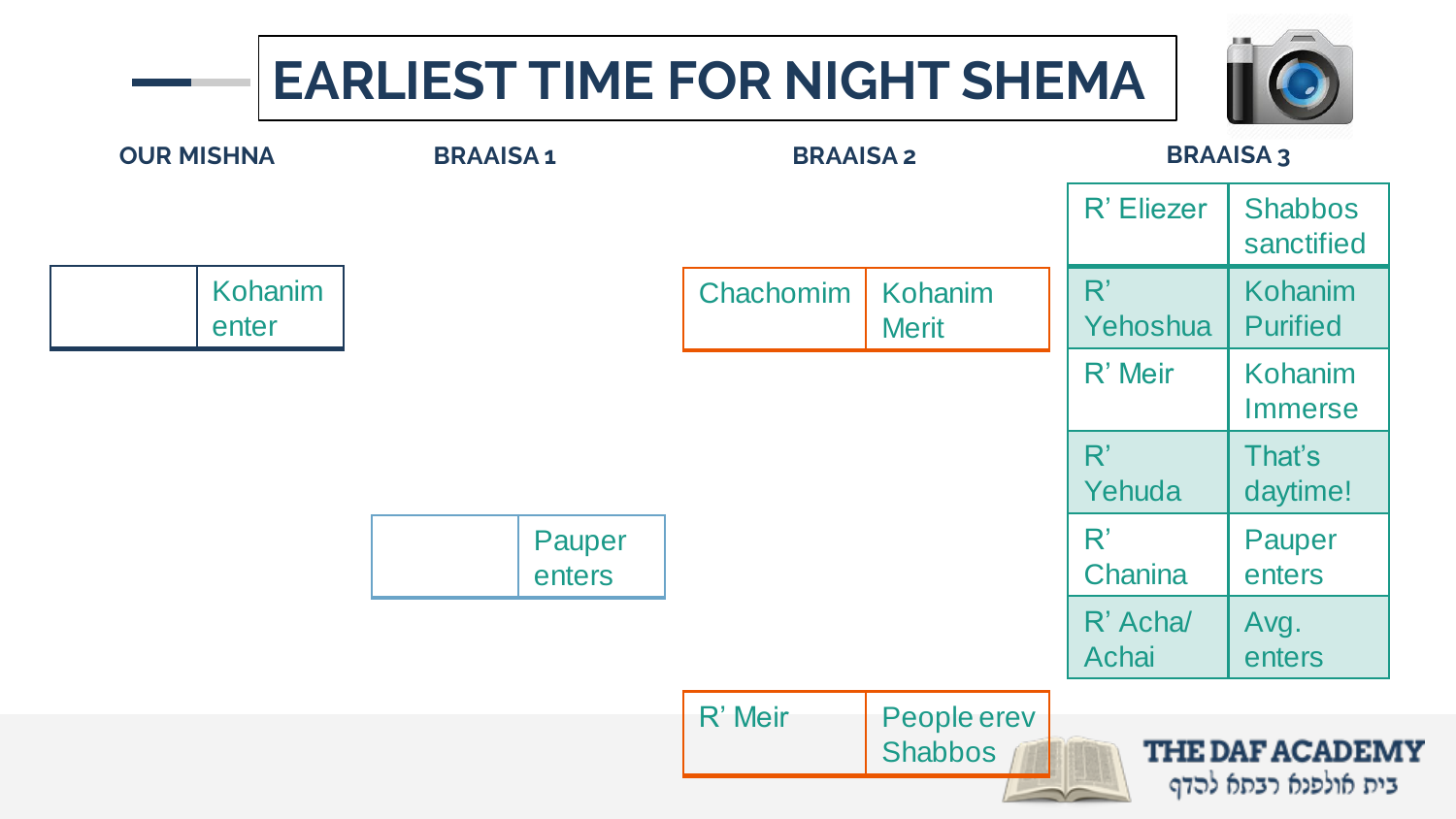# EARLIEST TIME FOR NIGHT SHEMA

### OUR MISHNA

| | |
|---|---|
| | Kohanim enter |

### BRAAISA 1

| | |
|---|---|
| | Pauper enters |

### BRAAISA 2

| | |
|---|---|
| Chachomim | Kohanim Merit |
| R' Meir | People erev Shabbos |

### BRAAISA 3

| | |
|---|---|
| R' Eliezer | Shabbos sanctified |
| R' Yehoshua | Kohanim Purified |
| R' Meir | Kohanim Immerse |
| R' Yehuda | That's daytime! |
| R' Chanina | Pauper enters |
| R' Acha/ Achai | Avg. enters |

THE DAF ACADEMY
בית הולפנה רבתה להדף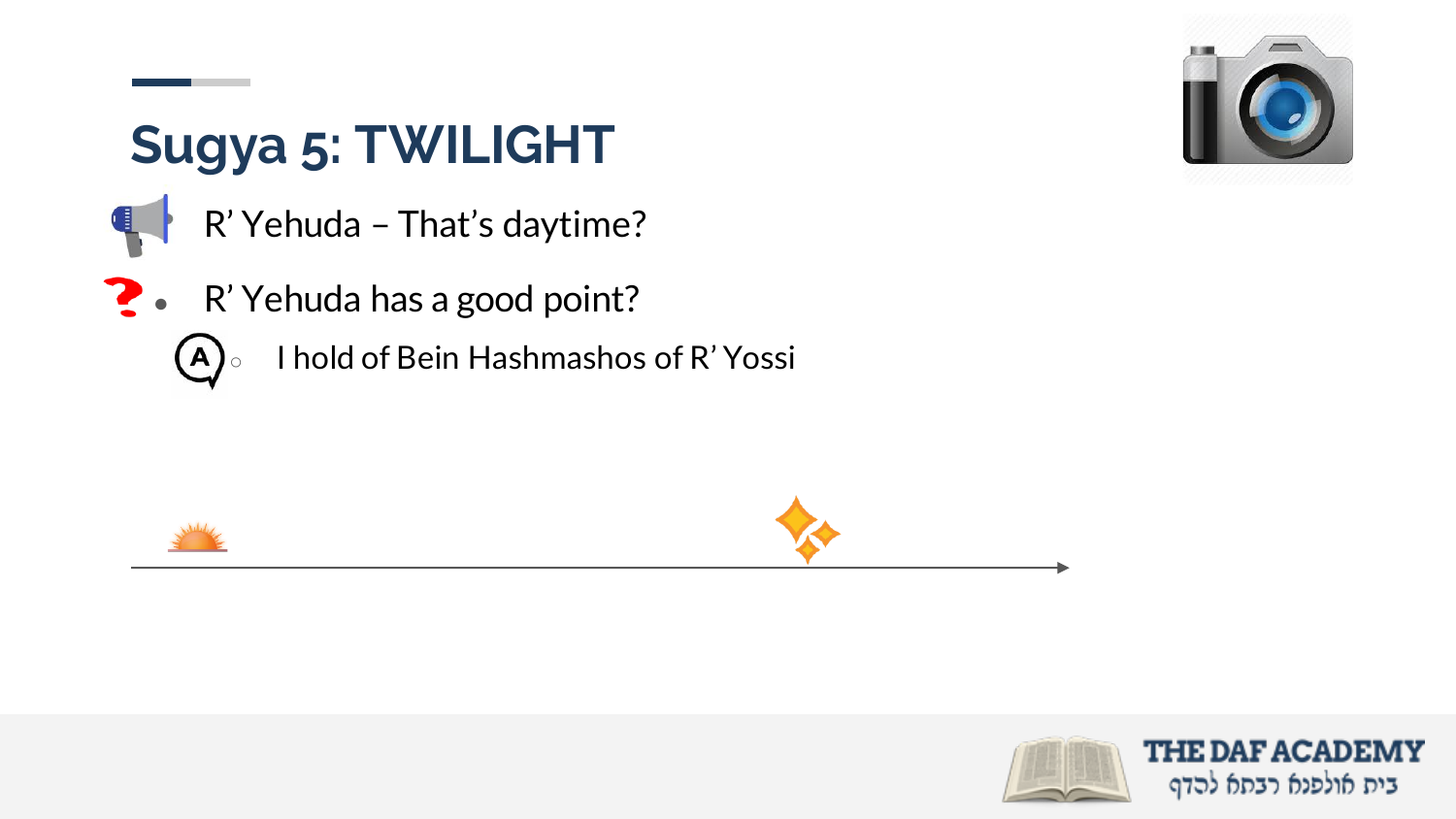## Sugya 5: TWILIGHT

R' Yehuda – That's daytime?

- R' Yehuda has a good point?
  - I hold of Bein Hashmashos of R' Yossi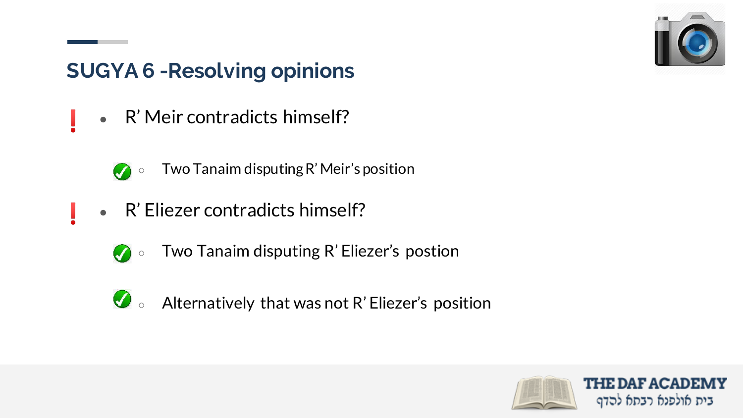## SUGYA 6 -Resolving opinions

- R' Meir contradicts himself?
  - Two Tanaim disputing R' Meir's position
- R' Eliezer contradicts himself?
  - Two Tanaim disputing R' Eliezer's postion
  - Alternatively that was not R' Eliezer's position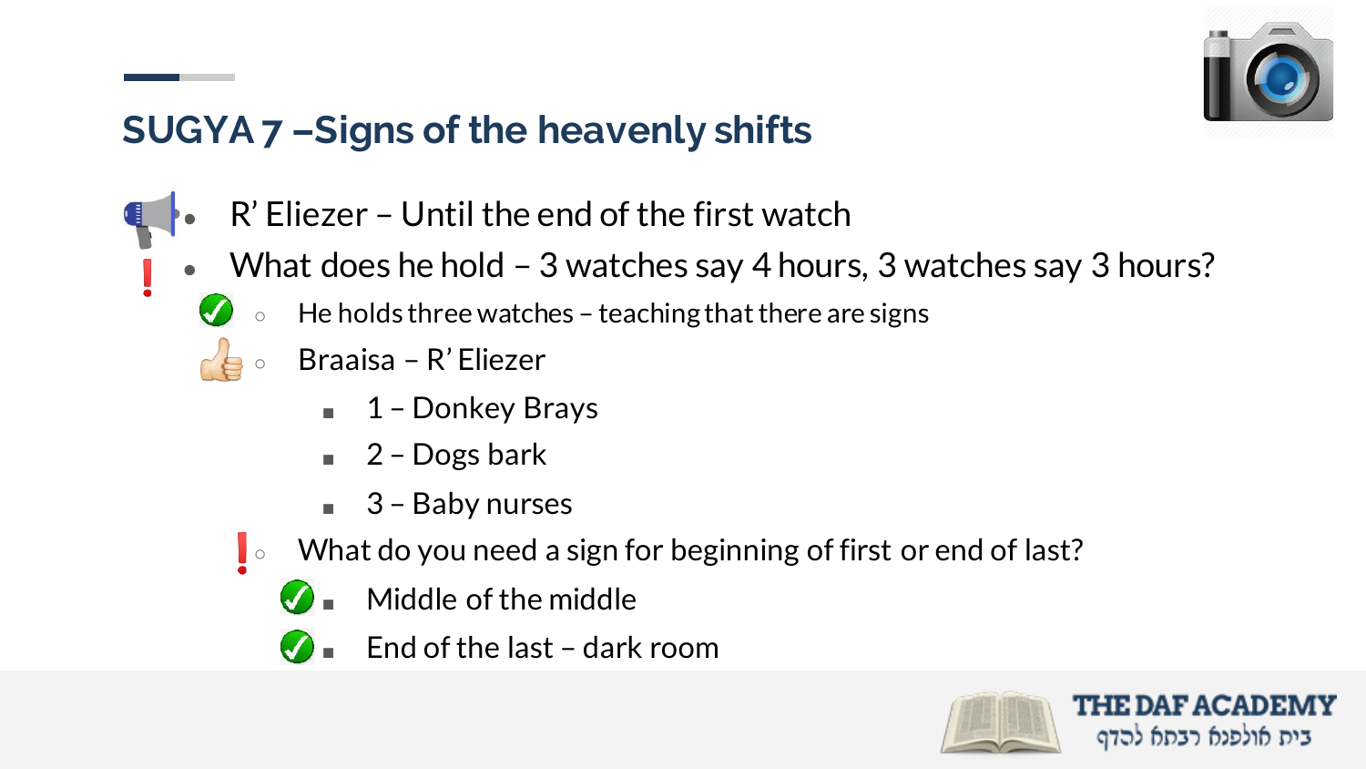## SUGYA 7 –Signs of the heavenly shifts

- R' Eliezer – Until the end of the first watch
- What does he hold – 3 watches say 4 hours, 3 watches say 3 hours?
  - He holds three watches – teaching that there are signs
  - Braaisa – R' Eliezer
    - 1 – Donkey Brays
    - 2 – Dogs bark
    - 3 – Baby nurses
  - What do you need a sign for beginning of first or end of last?
    - Middle of the middle
    - End of the last – dark room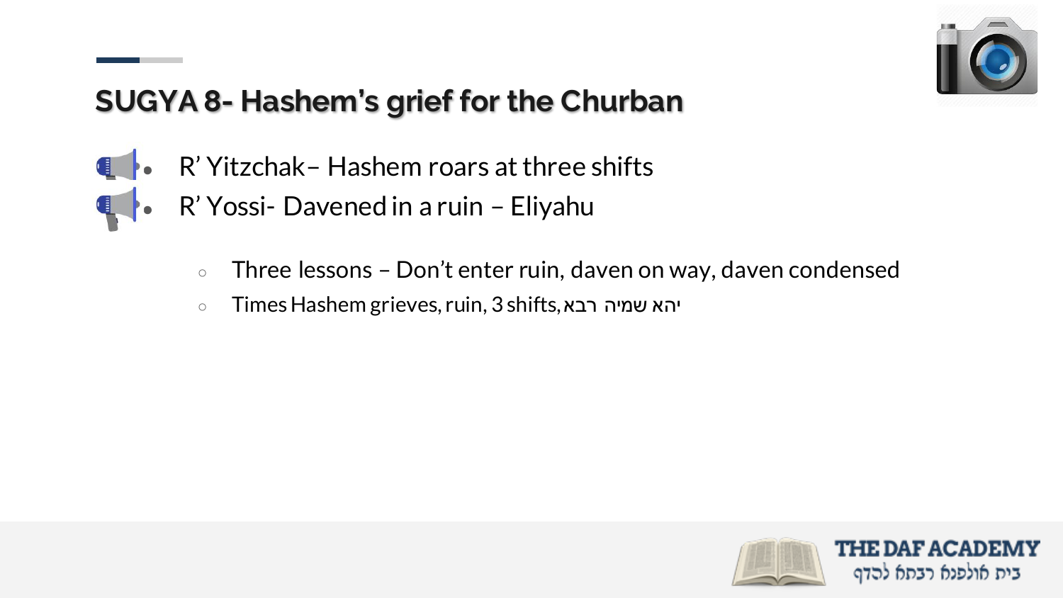## SUGYA 8- Hashem's grief for the Churban

- R' Yitzchak– Hashem roars at three shifts
- R' Yossi- Davened in a ruin – Eliyahu
    - Three lessons – Don't enter ruin, daven on way, daven condensed
    - Times Hashem grieves, ruin, 3 shifts, יהא שמיה רבא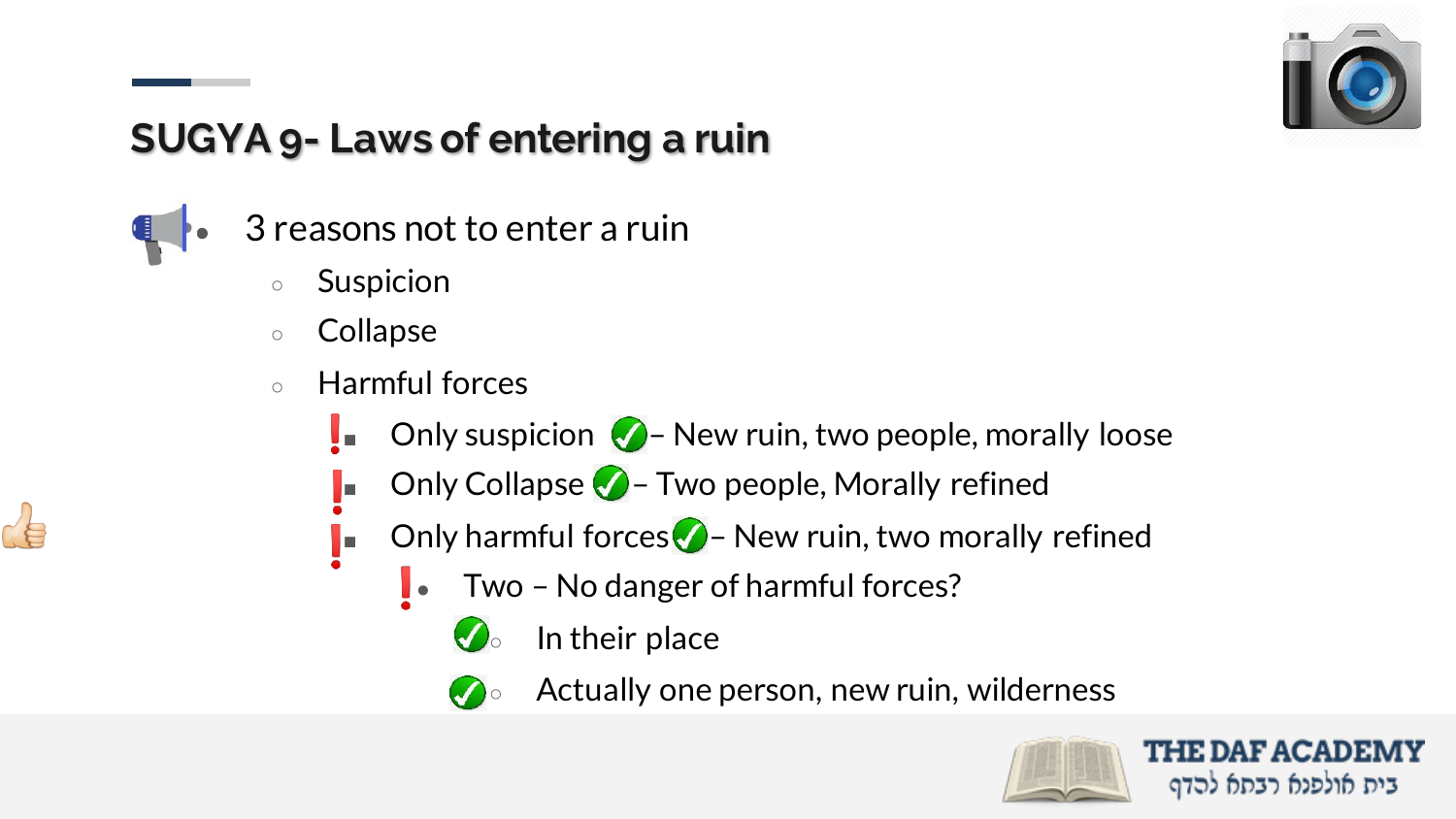## SUGYA 9- Laws of entering a ruin

- 3 reasons not to enter a ruin
  - Suspicion
  - Collapse
  - Harmful forces
    - Only suspicion ✓ – New ruin, two people, morally loose
    - Only Collapse ✓ – Two people, Morally refined
    - Only harmful forces ✓ – New ruin, two morally refined
      - Two – No danger of harmful forces?
        - ✓ In their place
        - ✓ Actually one person, new ruin, wilderness

THE DAF ACADEMY
בית מולפנת רבתח לכדף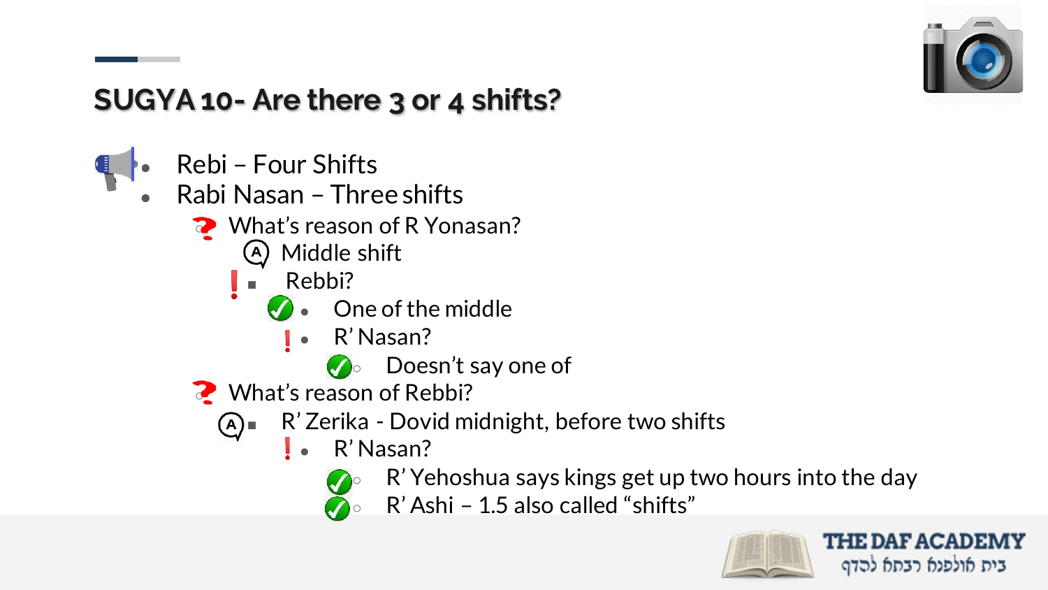## SUGYA 10- Are there 3 or 4 shifts?

- Rebi – Four Shifts
- Rabi Nasan – Three shifts
  - What's reason of R Yonasan?
    - Middle shift
    - Rebbi?
      - One of the middle
      - R' Nasan?
        - Doesn't say one of
  - What's reason of Rebbi?
    - R' Zerika - Dovid midnight, before two shifts
      - R' Nasan?
        - R' Yehoshua says kings get up two hours into the day
        - R' Ashi – 1.5 also called "shifts"

THE DAF ACADEMY

בית מולפנת רבתח לכדף